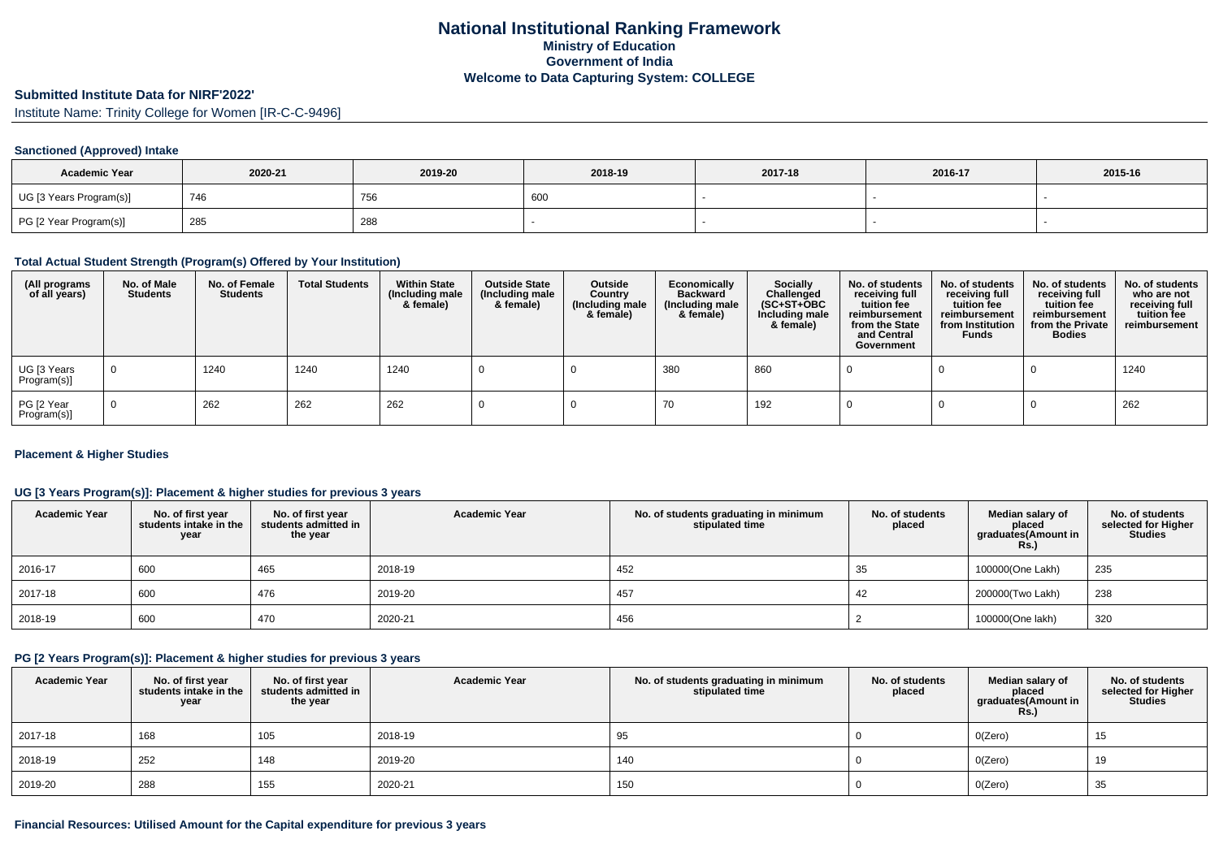# National Institutional Ranking Framework
## Ministry of Education
## Government of India
## Welcome to Data Capturing System: COLLEGE

**Submitted Institute Data for NIRF'2022'**

Institute Name: Trinity College for Women [IR-C-C-9496]

### Sanctioned (Approved) Intake

| Academic Year | 2020-21 | 2019-20 | 2018-19 | 2017-18 | 2016-17 | 2015-16 |
|---|---|---|---|---|---|---|
| UG [3 Years Program(s)] | 746 | 756 | 600 | - | - | - |
| PG [2 Year Program(s)] | 285 | 288 | - | - | - | - |

### Total Actual Student Strength (Program(s) Offered by Your Institution)

| (All programs of all years) | No. of Male Students | No. of Female Students | Total Students | Within State (Including male & female) | Outside State (Including male & female) | Outside Country (Including male & female) | Economically Backward (Including male & female) | Socially Challenged (SC+ST+OBC Including male & female) | No. of students receiving full tuition fee reimbursement from the State and Central Government | No. of students receiving full tuition fee reimbursement from Institution Funds | No. of students receiving full tuition fee reimbursement from the Private Bodies | No. of students who are not receiving full tuition fee reimbursement |
|---|---|---|---|---|---|---|---|---|---|---|---|---|
| UG [3 Years Program(s)] | 0 | 1240 | 1240 | 1240 | 0 | 0 | 380 | 860 | 0 | 0 | 0 | 1240 |
| PG [2 Year Program(s)] | 0 | 262 | 262 | 262 | 0 | 0 | 70 | 192 | 0 | 0 | 0 | 262 |

### Placement & Higher Studies

### UG [3 Years Program(s)]: Placement & higher studies for previous 3 years

| Academic Year | No. of first year students intake in the year | No. of first year students admitted in the year | Academic Year | No. of students graduating in minimum stipulated time | No. of students placed | Median salary of placed graduates(Amount in Rs.) | No. of students selected for Higher Studies |
|---|---|---|---|---|---|---|---|
| 2016-17 | 600 | 465 | 2018-19 | 452 | 35 | 100000(One Lakh) | 235 |
| 2017-18 | 600 | 476 | 2019-20 | 457 | 42 | 200000(Two Lakh) | 238 |
| 2018-19 | 600 | 470 | 2020-21 | 456 | 2 | 100000(One lakh) | 320 |

### PG [2 Years Program(s)]: Placement & higher studies for previous 3 years

| Academic Year | No. of first year students intake in the year | No. of first year students admitted in the year | Academic Year | No. of students graduating in minimum stipulated time | No. of students placed | Median salary of placed graduates(Amount in Rs.) | No. of students selected for Higher Studies |
|---|---|---|---|---|---|---|---|
| 2017-18 | 168 | 105 | 2018-19 | 95 | 0 | 0(Zero) | 15 |
| 2018-19 | 252 | 148 | 2019-20 | 140 | 0 | 0(Zero) | 19 |
| 2019-20 | 288 | 155 | 2020-21 | 150 | 0 | 0(Zero) | 35 |

### Financial Resources: Utilised Amount for the Capital expenditure for previous 3 years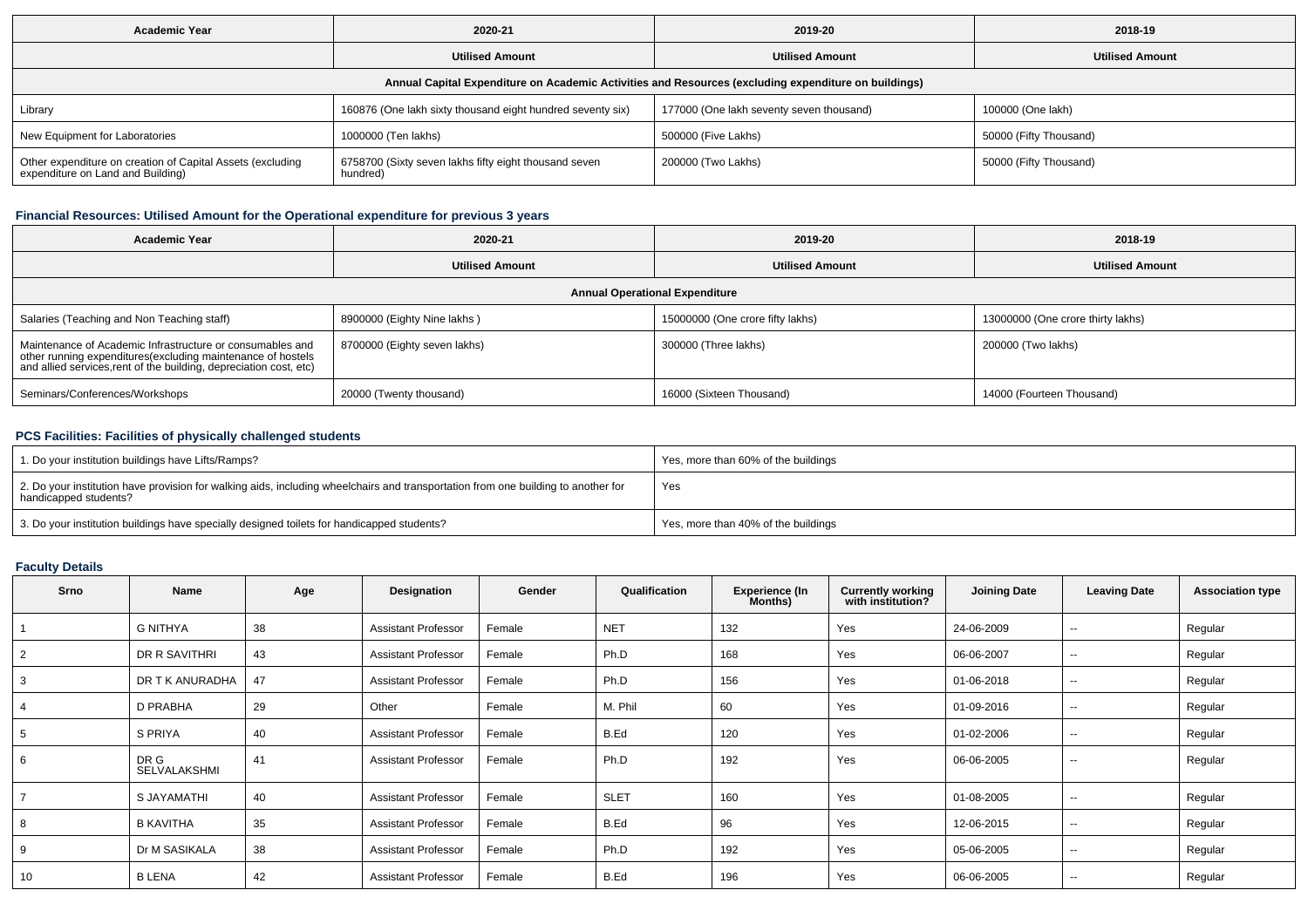| Academic Year | 2020-21 | 2019-20 | 2018-19 |
|---|---|---|---|
| | Utilised Amount | Utilised Amount | Utilised Amount |
| Annual Capital Expenditure on Academic Activities and Resources (excluding expenditure on buildings) | | | |
| Library | 160876 (One lakh sixty thousand eight hundred seventy six) | 177000 (One lakh seventy seven thousand) | 100000 (One lakh) |
| New Equipment for Laboratories | 1000000 (Ten lakhs) | 500000 (Five Lakhs) | 50000 (Fifty Thousand) |
| Other expenditure on creation of Capital Assets (excluding expenditure on Land and Building) | 6758700 (Sixty seven lakhs fifty eight thousand seven hundred) | 200000 (Two Lakhs) | 50000 (Fifty Thousand) |

### Financial Resources: Utilised Amount for the Operational expenditure for previous 3 years

| Academic Year | 2020-21 | 2019-20 | 2018-19 |
|---|---|---|---|
| | Utilised Amount | Utilised Amount | Utilised Amount |
| Annual Operational Expenditure | | | |
| Salaries (Teaching and Non Teaching staff) | 8900000 (Eighty Nine lakhs ) | 15000000 (One crore fifty lakhs) | 13000000 (One crore thirty lakhs) |
| Maintenance of Academic Infrastructure or consumables and other running expenditures(excluding maintenance of hostels and allied services,rent of the building, depreciation cost, etc) | 8700000 (Eighty seven lakhs) | 300000 (Three lakhs) | 200000 (Two lakhs) |
| Seminars/Conferences/Workshops | 20000 (Twenty thousand) | 16000 (Sixteen Thousand) | 14000 (Fourteen Thousand) |

### PCS Facilities: Facilities of physically challenged students

| | |
|---|---|
| 1. Do your institution buildings have Lifts/Ramps? | Yes, more than 60% of the buildings |
| 2. Do your institution have provision for walking aids, including wheelchairs and transportation from one building to another for handicapped students? | Yes |
| 3. Do your institution buildings have specially designed toilets for handicapped students? | Yes, more than 40% of the buildings |

### Faculty Details

| Srno | Name | Age | Designation | Gender | Qualification | Experience (In Months) | Currently working with institution? | Joining Date | Leaving Date | Association type |
|---|---|---|---|---|---|---|---|---|---|---|
| 1 | G NITHYA | 38 | Assistant Professor | Female | NET | 132 | Yes | 24-06-2009 | -- | Regular |
| 2 | DR R SAVITHRI | 43 | Assistant Professor | Female | Ph.D | 168 | Yes | 06-06-2007 | -- | Regular |
| 3 | DR T K ANURADHA | 47 | Assistant Professor | Female | Ph.D | 156 | Yes | 01-06-2018 | -- | Regular |
| 4 | D PRABHA | 29 | Other | Female | M. Phil | 60 | Yes | 01-09-2016 | -- | Regular |
| 5 | S PRIYA | 40 | Assistant Professor | Female | B.Ed | 120 | Yes | 01-02-2006 | -- | Regular |
| 6 | DR G SELVALAKSHMI | 41 | Assistant Professor | Female | Ph.D | 192 | Yes | 06-06-2005 | -- | Regular |
| 7 | S JAYAMATHI | 40 | Assistant Professor | Female | SLET | 160 | Yes | 01-08-2005 | -- | Regular |
| 8 | B KAVITHA | 35 | Assistant Professor | Female | B.Ed | 96 | Yes | 12-06-2015 | -- | Regular |
| 9 | Dr M SASIKALA | 38 | Assistant Professor | Female | Ph.D | 192 | Yes | 05-06-2005 | -- | Regular |
| 10 | B LENA | 42 | Assistant Professor | Female | B.Ed | 196 | Yes | 06-06-2005 | -- | Regular |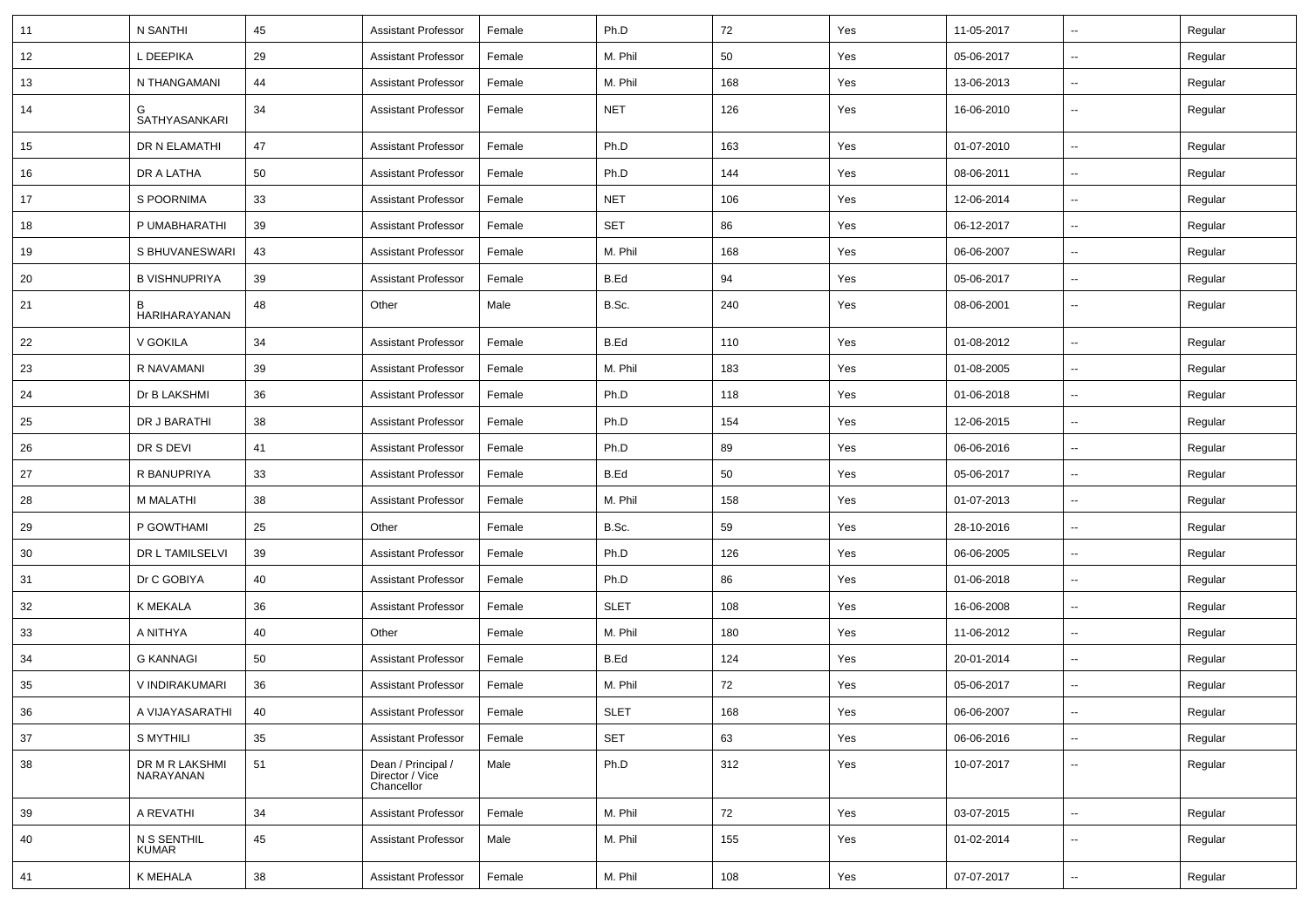| 11 | N SANTHI | 45 | Assistant Professor | Female | Ph.D | 72 | Yes | 11-05-2017 | -- | Regular |
|---|---|---|---|---|---|---|---|---|---|---|
| 12 | L DEEPIKA | 29 | Assistant Professor | Female | M. Phil | 50 | Yes | 05-06-2017 | -- | Regular |
| 13 | N THANGAMANI | 44 | Assistant Professor | Female | M. Phil | 168 | Yes | 13-06-2013 | -- | Regular |
| 14 | G SATHYASANKARI | 34 | Assistant Professor | Female | NET | 126 | Yes | 16-06-2010 | -- | Regular |
| 15 | DR N ELAMATHI | 47 | Assistant Professor | Female | Ph.D | 163 | Yes | 01-07-2010 | -- | Regular |
| 16 | DR A LATHA | 50 | Assistant Professor | Female | Ph.D | 144 | Yes | 08-06-2011 | -- | Regular |
| 17 | S POORNIMA | 33 | Assistant Professor | Female | NET | 106 | Yes | 12-06-2014 | -- | Regular |
| 18 | P UMABHARATHI | 39 | Assistant Professor | Female | SET | 86 | Yes | 06-12-2017 | -- | Regular |
| 19 | S BHUVANESWARI | 43 | Assistant Professor | Female | M. Phil | 168 | Yes | 06-06-2007 | -- | Regular |
| 20 | B VISHNUPRIYA | 39 | Assistant Professor | Female | B.Ed | 94 | Yes | 05-06-2017 | -- | Regular |
| 21 | B HARIHARAYANAN | 48 | Other | Male | B.Sc. | 240 | Yes | 08-06-2001 | -- | Regular |
| 22 | V GOKILA | 34 | Assistant Professor | Female | B.Ed | 110 | Yes | 01-08-2012 | -- | Regular |
| 23 | R NAVAMANI | 39 | Assistant Professor | Female | M. Phil | 183 | Yes | 01-08-2005 | -- | Regular |
| 24 | Dr B LAKSHMI | 36 | Assistant Professor | Female | Ph.D | 118 | Yes | 01-06-2018 | -- | Regular |
| 25 | DR J BARATHI | 38 | Assistant Professor | Female | Ph.D | 154 | Yes | 12-06-2015 | -- | Regular |
| 26 | DR S DEVI | 41 | Assistant Professor | Female | Ph.D | 89 | Yes | 06-06-2016 | -- | Regular |
| 27 | R BANUPRIYA | 33 | Assistant Professor | Female | B.Ed | 50 | Yes | 05-06-2017 | -- | Regular |
| 28 | M MALATHI | 38 | Assistant Professor | Female | M. Phil | 158 | Yes | 01-07-2013 | -- | Regular |
| 29 | P GOWTHAMI | 25 | Other | Female | B.Sc. | 59 | Yes | 28-10-2016 | -- | Regular |
| 30 | DR L TAMILSELVI | 39 | Assistant Professor | Female | Ph.D | 126 | Yes | 06-06-2005 | -- | Regular |
| 31 | Dr C GOBIYA | 40 | Assistant Professor | Female | Ph.D | 86 | Yes | 01-06-2018 | -- | Regular |
| 32 | K MEKALA | 36 | Assistant Professor | Female | SLET | 108 | Yes | 16-06-2008 | -- | Regular |
| 33 | A NITHYA | 40 | Other | Female | M. Phil | 180 | Yes | 11-06-2012 | -- | Regular |
| 34 | G KANNAGI | 50 | Assistant Professor | Female | B.Ed | 124 | Yes | 20-01-2014 | -- | Regular |
| 35 | V INDIRAKUMARI | 36 | Assistant Professor | Female | M. Phil | 72 | Yes | 05-06-2017 | -- | Regular |
| 36 | A VIJAYASARATHI | 40 | Assistant Professor | Female | SLET | 168 | Yes | 06-06-2007 | -- | Regular |
| 37 | S MYTHILI | 35 | Assistant Professor | Female | SET | 63 | Yes | 06-06-2016 | -- | Regular |
| 38 | DR M R LAKSHMI NARAYANAN | 51 | Dean / Principal / Director / Vice Chancellor | Male | Ph.D | 312 | Yes | 10-07-2017 | -- | Regular |
| 39 | A REVATHI | 34 | Assistant Professor | Female | M. Phil | 72 | Yes | 03-07-2015 | -- | Regular |
| 40 | N S SENTHIL KUMAR | 45 | Assistant Professor | Male | M. Phil | 155 | Yes | 01-02-2014 | -- | Regular |
| 41 | K MEHALA | 38 | Assistant Professor | Female | M. Phil | 108 | Yes | 07-07-2017 | -- | Regular |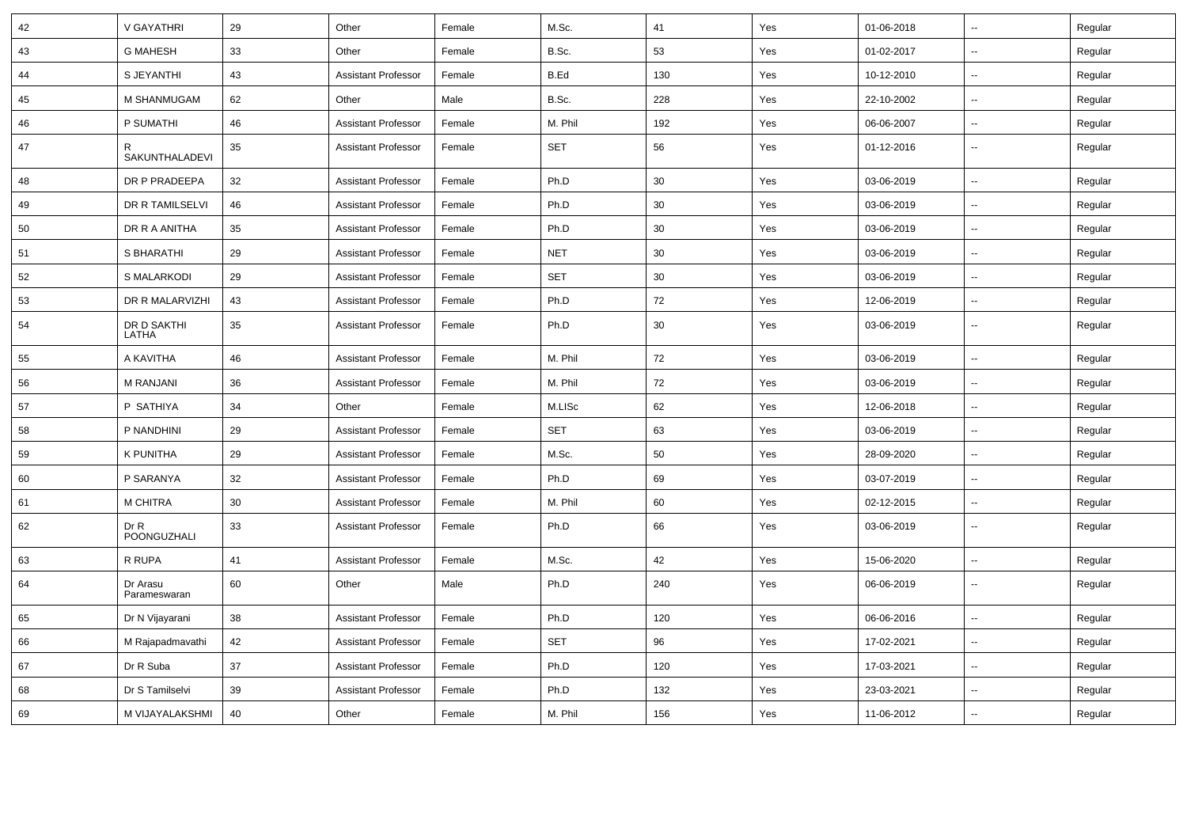| | | | | | | | | | | |
|---|---|---|---|---|---|---|---|---|---|---|
| 42 | V GAYATHRI | 29 | Other | Female | M.Sc. | 41 | Yes | 01-06-2018 | -- | Regular |
| 43 | G MAHESH | 33 | Other | Female | B.Sc. | 53 | Yes | 01-02-2017 | -- | Regular |
| 44 | S JEYANTHI | 43 | Assistant Professor | Female | B.Ed | 130 | Yes | 10-12-2010 | -- | Regular |
| 45 | M SHANMUGAM | 62 | Other | Male | B.Sc. | 228 | Yes | 22-10-2002 | -- | Regular |
| 46 | P SUMATHI | 46 | Assistant Professor | Female | M. Phil | 192 | Yes | 06-06-2007 | -- | Regular |
| 47 | R SAKUNTHALADEVI | 35 | Assistant Professor | Female | SET | 56 | Yes | 01-12-2016 | -- | Regular |
| 48 | DR P PRADEEPA | 32 | Assistant Professor | Female | Ph.D | 30 | Yes | 03-06-2019 | -- | Regular |
| 49 | DR R TAMILSELVI | 46 | Assistant Professor | Female | Ph.D | 30 | Yes | 03-06-2019 | -- | Regular |
| 50 | DR R A ANITHA | 35 | Assistant Professor | Female | Ph.D | 30 | Yes | 03-06-2019 | -- | Regular |
| 51 | S BHARATHI | 29 | Assistant Professor | Female | NET | 30 | Yes | 03-06-2019 | -- | Regular |
| 52 | S MALARKODI | 29 | Assistant Professor | Female | SET | 30 | Yes | 03-06-2019 | -- | Regular |
| 53 | DR R MALARVIZHI | 43 | Assistant Professor | Female | Ph.D | 72 | Yes | 12-06-2019 | -- | Regular |
| 54 | DR D SAKTHI LATHA | 35 | Assistant Professor | Female | Ph.D | 30 | Yes | 03-06-2019 | -- | Regular |
| 55 | A KAVITHA | 46 | Assistant Professor | Female | M. Phil | 72 | Yes | 03-06-2019 | -- | Regular |
| 56 | M RANJANI | 36 | Assistant Professor | Female | M. Phil | 72 | Yes | 03-06-2019 | -- | Regular |
| 57 | P SATHIYA | 34 | Other | Female | M.LISc | 62 | Yes | 12-06-2018 | -- | Regular |
| 58 | P NANDHINI | 29 | Assistant Professor | Female | SET | 63 | Yes | 03-06-2019 | -- | Regular |
| 59 | K PUNITHA | 29 | Assistant Professor | Female | M.Sc. | 50 | Yes | 28-09-2020 | -- | Regular |
| 60 | P SARANYA | 32 | Assistant Professor | Female | Ph.D | 69 | Yes | 03-07-2019 | -- | Regular |
| 61 | M CHITRA | 30 | Assistant Professor | Female | M. Phil | 60 | Yes | 02-12-2015 | -- | Regular |
| 62 | Dr R POONGUZHALI | 33 | Assistant Professor | Female | Ph.D | 66 | Yes | 03-06-2019 | -- | Regular |
| 63 | R RUPA | 41 | Assistant Professor | Female | M.Sc. | 42 | Yes | 15-06-2020 | -- | Regular |
| 64 | Dr Arasu Parameswaran | 60 | Other | Male | Ph.D | 240 | Yes | 06-06-2019 | -- | Regular |
| 65 | Dr N Vijayarani | 38 | Assistant Professor | Female | Ph.D | 120 | Yes | 06-06-2016 | -- | Regular |
| 66 | M Rajapadmavathi | 42 | Assistant Professor | Female | SET | 96 | Yes | 17-02-2021 | -- | Regular |
| 67 | Dr R Suba | 37 | Assistant Professor | Female | Ph.D | 120 | Yes | 17-03-2021 | -- | Regular |
| 68 | Dr S Tamilselvi | 39 | Assistant Professor | Female | Ph.D | 132 | Yes | 23-03-2021 | -- | Regular |
| 69 | M VIJAYALAKSHMI | 40 | Other | Female | M. Phil | 156 | Yes | 11-06-2012 | -- | Regular |